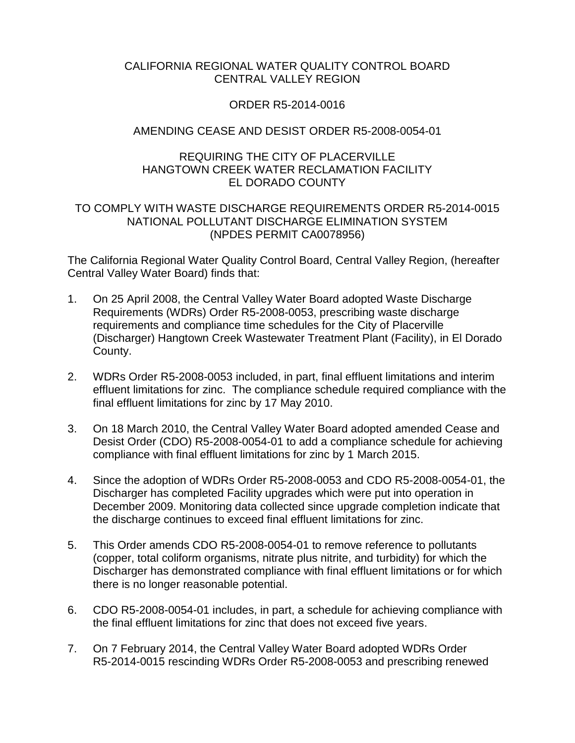CALIFORNIA REGIONAL WATER QUALITY CONTROL BOARD
CENTRAL VALLEY REGION

ORDER R5-2014-0016

AMENDING CEASE AND DESIST ORDER R5-2008-0054-01

REQUIRING THE CITY OF PLACERVILLE
HANGTOWN CREEK WATER RECLAMATION FACILITY
EL DORADO COUNTY

TO COMPLY WITH WASTE DISCHARGE REQUIREMENTS ORDER R5-2014-0015
NATIONAL POLLUTANT DISCHARGE ELIMINATION SYSTEM
(NPDES PERMIT CA0078956)

The California Regional Water Quality Control Board, Central Valley Region, (hereafter Central Valley Water Board) finds that:

1. On 25 April 2008, the Central Valley Water Board adopted Waste Discharge Requirements (WDRs) Order R5-2008-0053, prescribing waste discharge requirements and compliance time schedules for the City of Placerville (Discharger) Hangtown Creek Wastewater Treatment Plant (Facility), in El Dorado County.

2. WDRs Order R5-2008-0053 included, in part, final effluent limitations and interim effluent limitations for zinc. The compliance schedule required compliance with the final effluent limitations for zinc by 17 May 2010.

3. On 18 March 2010, the Central Valley Water Board adopted amended Cease and Desist Order (CDO) R5-2008-0054-01 to add a compliance schedule for achieving compliance with final effluent limitations for zinc by 1 March 2015.

4. Since the adoption of WDRs Order R5-2008-0053 and CDO R5-2008-0054-01, the Discharger has completed Facility upgrades which were put into operation in December 2009. Monitoring data collected since upgrade completion indicate that the discharge continues to exceed final effluent limitations for zinc.

5. This Order amends CDO R5-2008-0054-01 to remove reference to pollutants (copper, total coliform organisms, nitrate plus nitrite, and turbidity) for which the Discharger has demonstrated compliance with final effluent limitations or for which there is no longer reasonable potential.

6. CDO R5-2008-0054-01 includes, in part, a schedule for achieving compliance with the final effluent limitations for zinc that does not exceed five years.

7. On 7 February 2014, the Central Valley Water Board adopted WDRs Order R5-2014-0015 rescinding WDRs Order R5-2008-0053 and prescribing renewed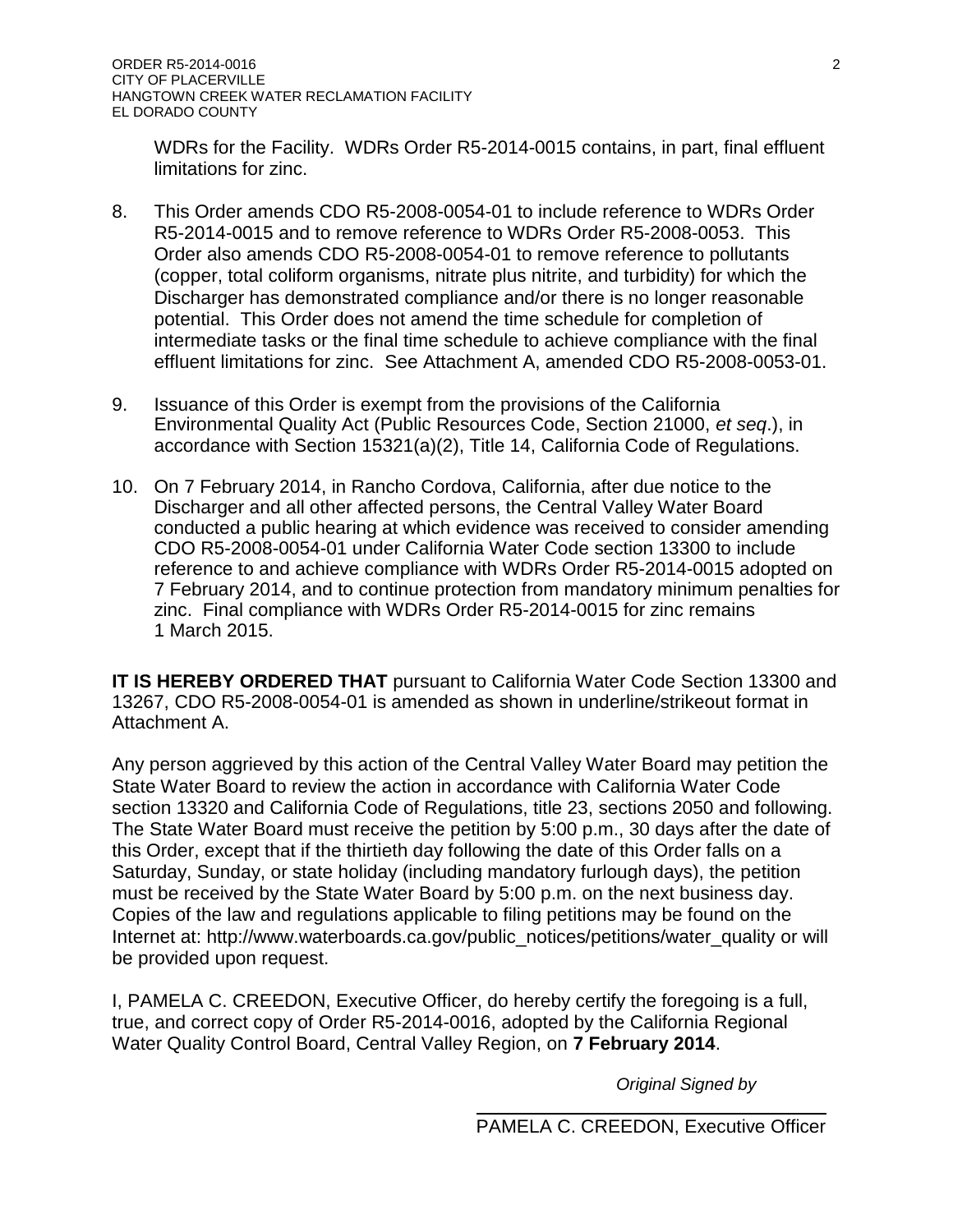WDRs for the Facility. WDRs Order R5-2014-0015 contains, in part, final effluent limitations for zinc.

8. This Order amends CDO R5-2008-0054-01 to include reference to WDRs Order R5-2014-0015 and to remove reference to WDRs Order R5-2008-0053. This Order also amends CDO R5-2008-0054-01 to remove reference to pollutants (copper, total coliform organisms, nitrate plus nitrite, and turbidity) for which the Discharger has demonstrated compliance and/or there is no longer reasonable potential. This Order does not amend the time schedule for completion of intermediate tasks or the final time schedule to achieve compliance with the final effluent limitations for zinc. See Attachment A, amended CDO R5-2008-0053-01.

9. Issuance of this Order is exempt from the provisions of the California Environmental Quality Act (Public Resources Code, Section 21000, *et seq*.), in accordance with Section 15321(a)(2), Title 14, California Code of Regulations.

10. On 7 February 2014, in Rancho Cordova, California, after due notice to the Discharger and all other affected persons, the Central Valley Water Board conducted a public hearing at which evidence was received to consider amending CDO R5-2008-0054-01 under California Water Code section 13300 to include reference to and achieve compliance with WDRs Order R5-2014-0015 adopted on 7 February 2014, and to continue protection from mandatory minimum penalties for zinc. Final compliance with WDRs Order R5-2014-0015 for zinc remains 1 March 2015.

**IT IS HEREBY ORDERED THAT** pursuant to California Water Code Section 13300 and 13267, CDO R5-2008-0054-01 is amended as shown in underline/strikeout format in Attachment A.

Any person aggrieved by this action of the Central Valley Water Board may petition the State Water Board to review the action in accordance with California Water Code section 13320 and California Code of Regulations, title 23, sections 2050 and following. The State Water Board must receive the petition by 5:00 p.m., 30 days after the date of this Order, except that if the thirtieth day following the date of this Order falls on a Saturday, Sunday, or state holiday (including mandatory furlough days), the petition must be received by the State Water Board by 5:00 p.m. on the next business day. Copies of the law and regulations applicable to filing petitions may be found on the Internet at: http://www.waterboards.ca.gov/public_notices/petitions/water_quality or will be provided upon request.

I, PAMELA C. CREEDON, Executive Officer, do hereby certify the foregoing is a full, true, and correct copy of Order R5-2014-0016, adopted by the California Regional Water Quality Control Board, Central Valley Region, on **7 February 2014**.

*Original Signed by*

PAMELA C. CREEDON, Executive Officer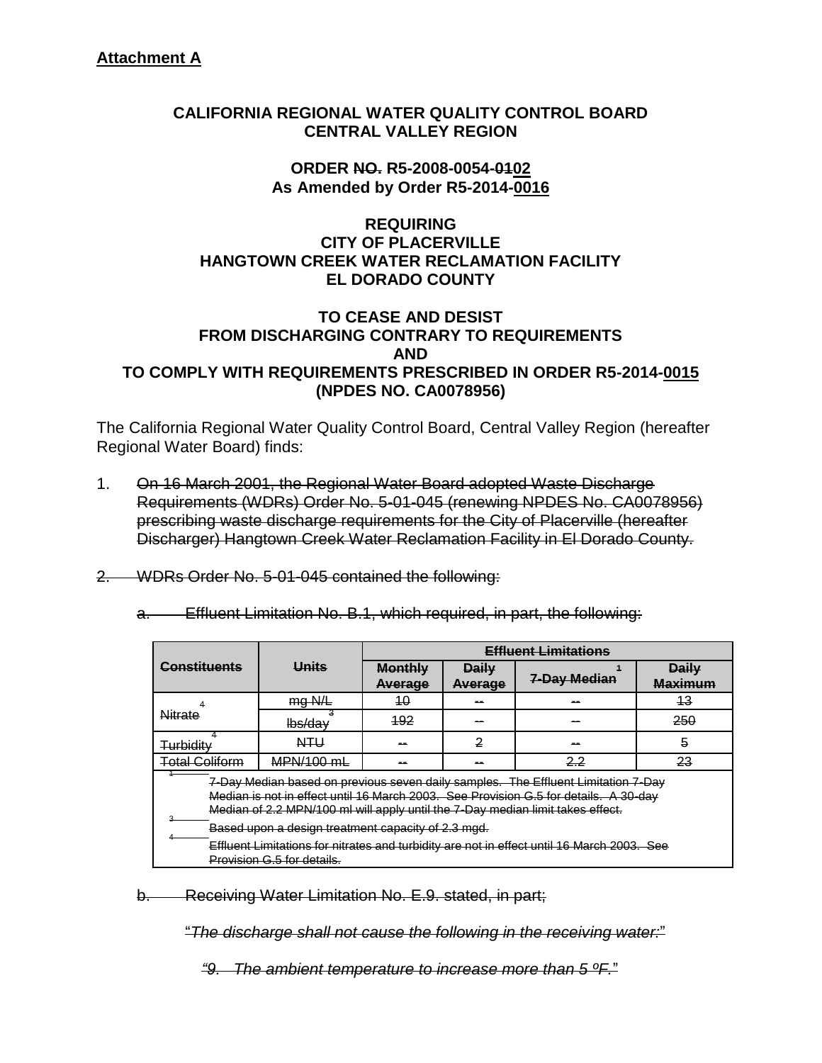**Attachment A**

**CALIFORNIA REGIONAL WATER QUALITY CONTROL BOARD**
**CENTRAL VALLEY REGION**

**ORDER ~~NO.~~ R5-2008-0054-~~01~~<u>02</u>**
**As Amended by Order R5-2014-<u>0016</u>**

**REQUIRING**
**CITY OF PLACERVILLE**
**HANGTOWN CREEK WATER RECLAMATION FACILITY**
**EL DORADO COUNTY**

**TO CEASE AND DESIST**
**FROM DISCHARGING CONTRARY TO REQUIREMENTS**
**AND**
**TO COMPLY WITH REQUIREMENTS PRESCRIBED IN ORDER R5-2014-<u>0015</u>**
**(NPDES NO. CA0078956)**

The California Regional Water Quality Control Board, Central Valley Region (hereafter Regional Water Board) finds:

1. ~~On 16 March 2001, the Regional Water Board adopted Waste Discharge Requirements (WDRs) Order No. 5-01-045 (renewing NPDES No. CA0078956) prescribing waste discharge requirements for the City of Placerville (hereafter Discharger) Hangtown Creek Water Reclamation Facility in El Dorado County.~~

2. ~~WDRs Order No. 5-01-045 contained the following:~~

   a. ~~Effluent Limitation No. B.1, which required, in part, the following:~~

| ~~Constituents~~ | ~~Units~~ | ~~Effluent Limitations~~ | | | |
|---|---|---|---|---|---|
| | | ~~Monthly Average~~ | ~~Daily Average~~ | ~~7-Day Median~~ [1] | ~~Daily Maximum~~ |
| ~~Nitrate~~ [4] | ~~mg N/L~~ | ~~10~~ | ~~--~~ | ~~--~~ | ~~13~~ |
| | ~~lbs/day~~ [3] | ~~192~~ | ~~--~~ | ~~--~~ | ~~250~~ |
| ~~Turbidity~~ [4] | ~~NTU~~ | ~~--~~ | ~~2~~ | ~~--~~ | ~~5~~ |
| ~~Total Coliform~~ | ~~MPN/100 mL~~ | ~~--~~ | ~~--~~ | ~~2.2~~ | ~~23~~ |

~~[1] 7-Day Median based on previous seven daily samples. The Effluent Limitation 7-Day Median is not in effect until 16 March 2003. See Provision G.5 for details. A 30-day Median of 2.2 MPN/100 ml will apply until the 7-Day median limit takes effect.~~

~~[3] Based upon a design treatment capacity of 2.3 mgd.~~

~~[4] Effluent Limitations for nitrates and turbidity are not in effect until 16 March 2003. See Provision G.5 for details.~~

   b. ~~Receiving Water Limitation No. E.9. stated, in part;~~

      ~~"*The discharge shall not cause the following in the receiving water:*"~~

      ~~*"9. The ambient temperature to increase more than 5 ºF."*~~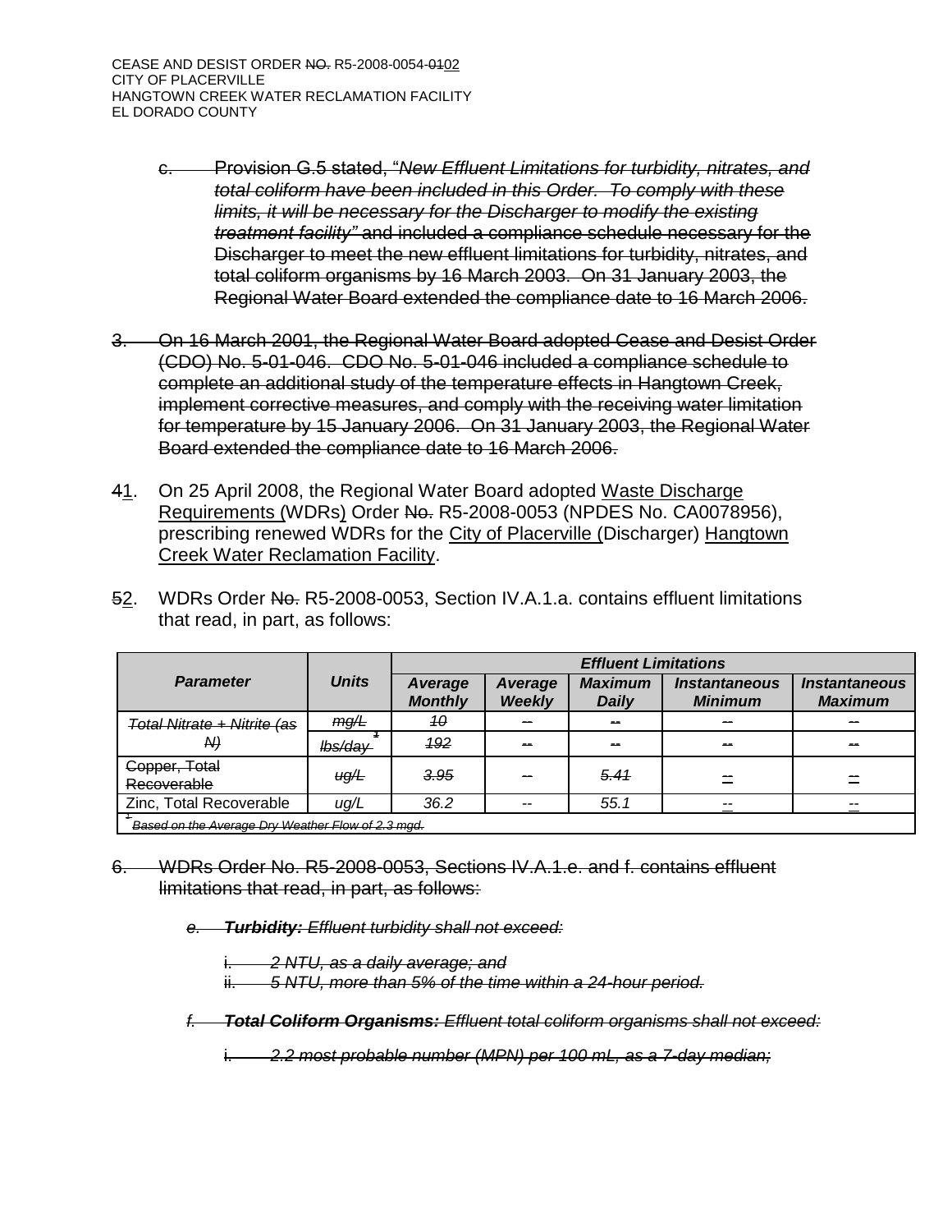c. ~~Provision G.5 stated, "*New Effluent Limitations for turbidity, nitrates, and total coliform have been included in this Order. To comply with these limits, it will be necessary for the Discharger to modify the existing treatment facility"* and included a compliance schedule necessary for the Discharger to meet the new effluent limitations for turbidity, nitrates, and total coliform organisms by 16 March 2003. On 31 January 2003, the Regional Water Board extended the compliance date to 16 March 2006.~~

~~3. On 16 March 2001, the Regional Water Board adopted Cease and Desist Order (CDO) No. 5-01-046. CDO No. 5-01-046 included a compliance schedule to complete an additional study of the temperature effects in Hangtown Creek, implement corrective measures, and comply with the receiving water limitation for temperature by 15 January 2006. On 31 January 2003, the Regional Water Board extended the compliance date to 16 March 2006.~~

~~4~~1. On 25 April 2008, the Regional Water Board adopted Waste Discharge Requirements (WDRs) Order ~~No.~~ R5-2008-0053 (NPDES No. CA0078956), prescribing renewed WDRs for the City of Placerville (Discharger) Hangtown Creek Water Reclamation Facility.

~~5~~2. WDRs Order ~~No.~~ R5-2008-0053, Section IV.A.1.a. contains effluent limitations that read, in part, as follows:

| Parameter | Units | Effluent Limitations | | | | |
|---|---|---|---|---|---|---|
| | | Average Monthly | Average Weekly | Maximum Daily | Instantaneous Minimum | Instantaneous Maximum |
| ~~*Total Nitrate + Nitrite (as N)*~~ | ~~*mg/L*~~ | ~~*10*~~ | ~~--~~ | ~~--~~ | ~~--~~ | ~~--~~ |
| | ~~*lbs/day*~~[1] | ~~*192*~~ | ~~--~~ | ~~--~~ | ~~--~~ | ~~--~~ |
| ~~Copper, Total Recoverable~~ | ~~*ug/L*~~ | ~~*3.95*~~ | ~~--~~ | ~~*5.41*~~ | -- | -- |
| Zinc, Total Recoverable | *ug/L* | *36.2* | -- | *55.1* | -- | -- |

~~[1] *Based on the Average Dry Weather Flow of 2.3 mgd.*~~

~~6. WDRs Order No. R5-2008-0053, Sections IV.A.1.e. and f. contains effluent limitations that read, in part, as follows:~~

~~*e.* ***Turbidity:*** *Effluent turbidity shall not exceed:*~~

~~i. *2 NTU, as a daily average; and*~~
~~ii. *5 NTU, more than 5% of the time within a 24-hour period.*~~

~~*f.* ***Total Coliform Organisms:*** *Effluent total coliform organisms shall not exceed:*~~

~~i. *2.2 most probable number (MPN) per 100 mL, as a 7-day median;*~~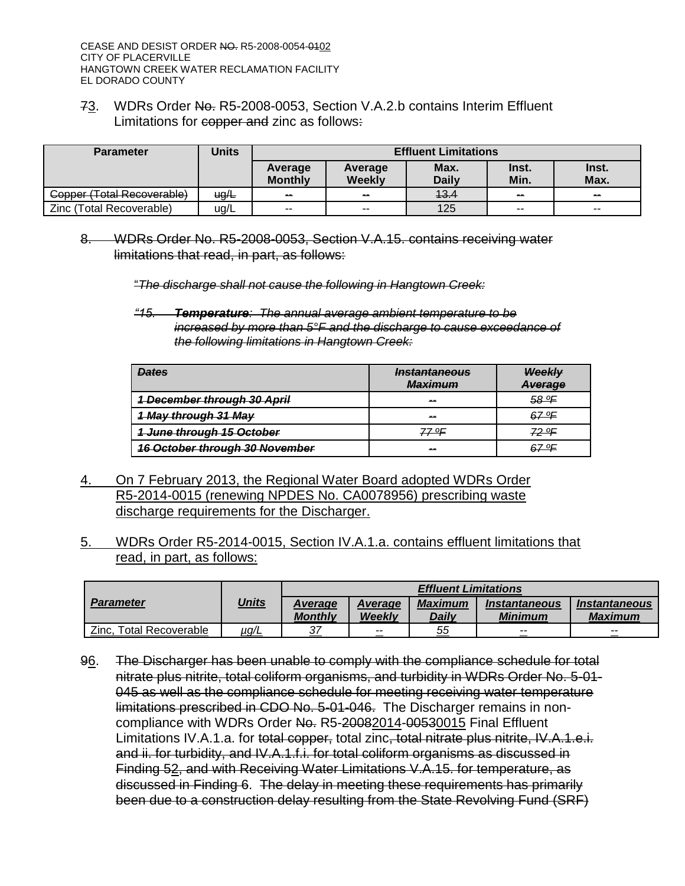7~~3~~. WDRs Order ~~No.~~ R5-2008-0053, Section V.A.2.b contains Interim Effluent Limitations for ~~copper and~~ zinc as follows~~:~~

| Parameter | Units | Effluent Limitations | | | | |
|---|---|---|---|---|---|---|
| | | Average Monthly | Average Weekly | Max. Daily | Inst. Min. | Inst. Max. |
| ~~Copper (Total Recoverable)~~ | ~~ug/L~~ | ~~--~~ | ~~--~~ | ~~13.4~~ | ~~--~~ | ~~--~~ |
| Zinc (Total Recoverable) | ug/L | -- | -- | 125 | -- | -- |

~~8. WDRs Order No. R5-2008-0053, Section V.A.15. contains receiving water limitations that read, in part, as follows:~~

~~*"The discharge shall not cause the following in Hangtown Creek:*~~

~~*"15. **Temperature**: The annual average ambient temperature to be increased by more than 5°F and the discharge to cause exceedance of the following limitations in Hangtown Creek:*~~

| ~~*Dates*~~ | ~~*Instantaneous Maximum*~~ | ~~*Weekly Average*~~ |
|---|---|---|
| ~~*1 December through 30 April*~~ | ~~--~~ | ~~*58 ºF*~~ |
| ~~*1 May through 31 May*~~ | ~~--~~ | ~~*67 ºF*~~ |
| ~~*1 June through 15 October*~~ | ~~*77 ºF*~~ | ~~*72 ºF*~~ |
| ~~*16 October through 30 November*~~ | ~~--~~ | ~~*67 ºF*~~ |

<u>4. On 7 February 2013, the Regional Water Board adopted WDRs Order R5-2014-0015 (renewing NPDES No. CA0078956) prescribing waste discharge requirements for the Discharger.</u>

<u>5. WDRs Order R5-2014-0015, Section IV.A.1.a. contains effluent limitations that read, in part, as follows:</u>

| <u>*Parameter*</u> | <u>*Units*</u> | <u>*Effluent Limitations*</u> | | | | |
|---|---|---|---|---|---|---|
| | | <u>*Average Monthly*</u> | <u>*Average Weekly*</u> | <u>*Maximum Daily*</u> | <u>*Instantaneous Minimum*</u> | <u>*Instantaneous Maximum*</u> |
| <u>Zinc, Total Recoverable</u> | <u>*µg/L*</u> | <u>*37*</u> | <u>*--*</u> | <u>*55*</u> | <u>*--*</u> | <u>*--*</u> |

~~9~~6. ~~The Discharger has been unable to comply with the compliance schedule for total nitrate plus nitrite, total coliform organisms, and turbidity in WDRs Order No. 5-01-045 as well as the compliance schedule for meeting receiving water temperature limitations prescribed in CDO No. 5-01-046.~~ The Discharger remains in non-compliance with WDRs Order ~~No.~~ R5-~~2008~~2014-~~0053~~0015 Final Effluent Limitations IV.A.1.a. for ~~total copper,~~ total zinc~~, total nitrate plus nitrite, IV.A.1.e.i. and ii. for turbidity, and IV.A.1.f.i. for total coliform organisms as discussed in Finding 5~~2~~, and with Receiving Water Limitations V.A.15. for temperature, as discussed in Finding 6~~. ~~The delay in meeting these requirements has primarily been due to a construction delay resulting from the State Revolving Fund (SRF)~~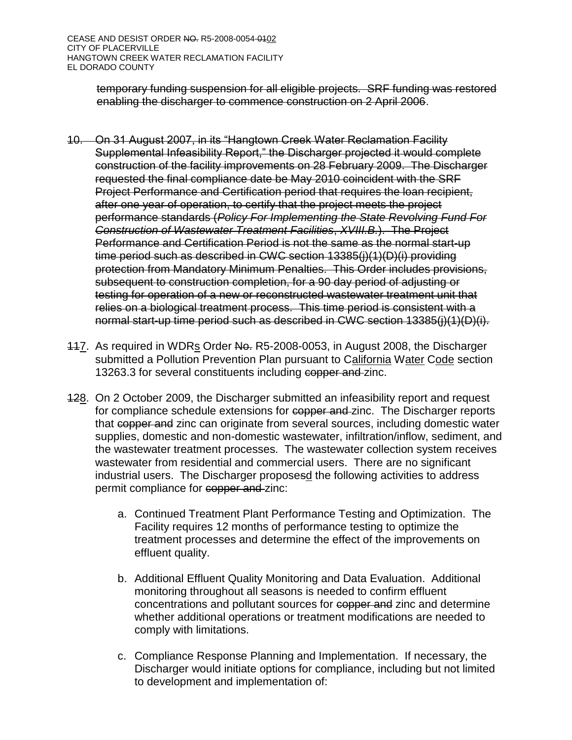~~temporary funding suspension for all eligible projects. SRF funding was restored enabling the discharger to commence construction on 2 April 2006~~.

~~10. On 31 August 2007, in its "Hangtown Creek Water Reclamation Facility Supplemental Infeasibility Report," the Discharger projected it would complete construction of the facility improvements on 28 February 2009. The Discharger requested the final compliance date be May 2010 coincident with the SRF Project Performance and Certification period that requires the loan recipient, after one year of operation, to certify that the project meets the project performance standards (*Policy For Implementing the State Revolving Fund For Construction of Wastewater Treatment Facilities*, *XVIII.B.*). The Project Performance and Certification Period is not the same as the normal start-up time period such as described in CWC section 13385(j)(1)(D)(i) providing protection from Mandatory Minimum Penalties. This Order includes provisions, subsequent to construction completion, for a 90 day period of adjusting or testing for operation of a new or reconstructed wastewater treatment unit that relies on a biological treatment process. This time period is consistent with a normal start-up time period such as described in CWC section 13385(j)(1)(D)(i).~~

~~11~~7. As required in WDRs Order ~~No.~~ R5-2008-0053, in August 2008, the Discharger submitted a Pollution Prevention Plan pursuant to California Water Code section 13263.3 for several constituents including ~~copper and~~ zinc.

~~12~~8. On 2 October 2009, the Discharger submitted an infeasibility report and request for compliance schedule extensions for ~~copper and~~ zinc. The Discharger reports that ~~copper and~~ zinc can originate from several sources, including domestic water supplies, domestic and non-domestic wastewater, infiltration/inflow, sediment, and the wastewater treatment processes. The wastewater collection system receives wastewater from residential and commercial users. There are no significant industrial users. The Discharger propose~~s~~d the following activities to address permit compliance for ~~copper and~~ zinc:

   a. Continued Treatment Plant Performance Testing and Optimization. The Facility requires 12 months of performance testing to optimize the treatment processes and determine the effect of the improvements on effluent quality.

   b. Additional Effluent Quality Monitoring and Data Evaluation. Additional monitoring throughout all seasons is needed to confirm effluent concentrations and pollutant sources for ~~copper and~~ zinc and determine whether additional operations or treatment modifications are needed to comply with limitations.

   c. Compliance Response Planning and Implementation. If necessary, the Discharger would initiate options for compliance, including but not limited to development and implementation of: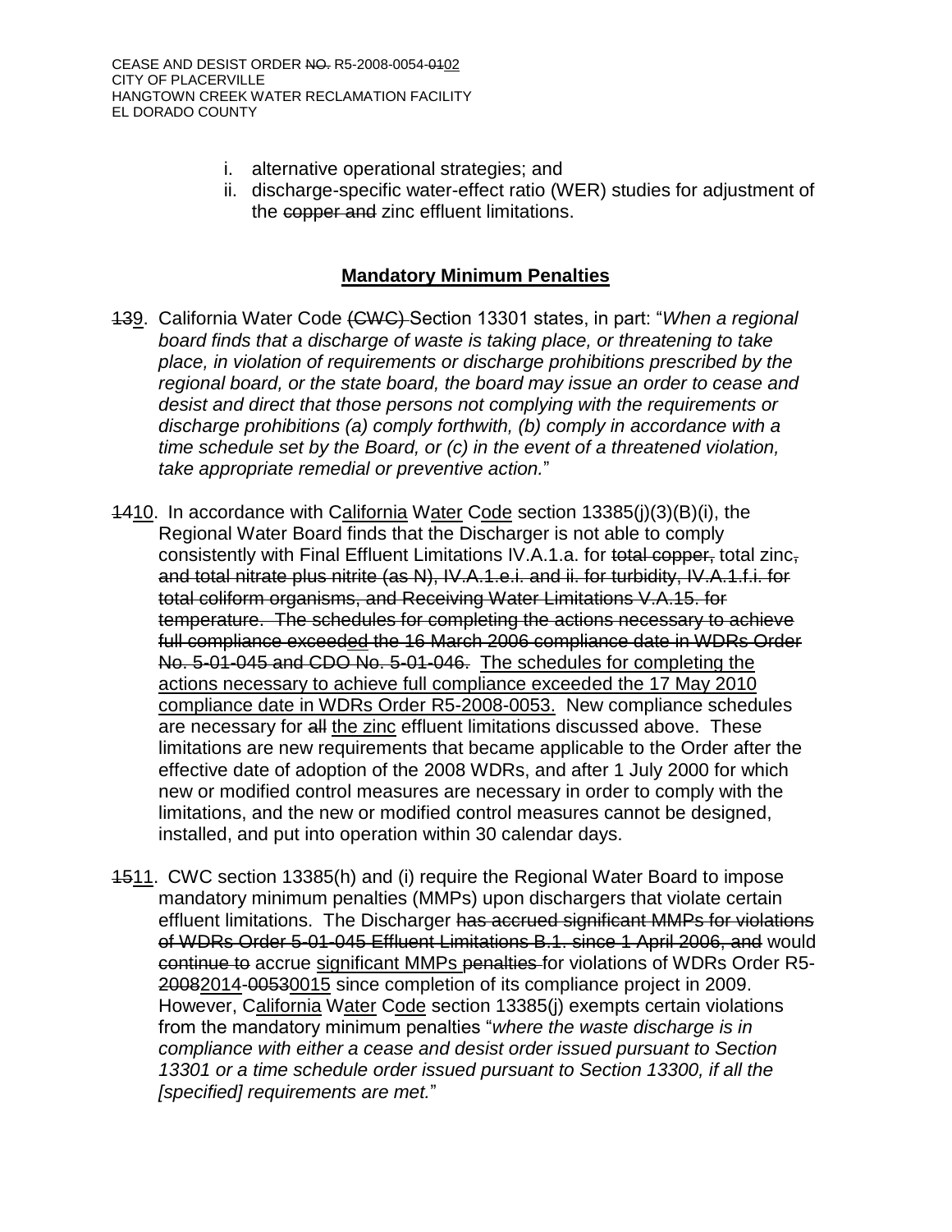i. alternative operational strategies; and
ii. discharge-specific water-effect ratio (WER) studies for adjustment of the ~~copper and~~ zinc effluent limitations.

## **<u>Mandatory Minimum Penalties</u>**

~~13~~9. California Water Code ~~(CWC)~~ Section 13301 states, in part: "*When a regional board finds that a discharge of waste is taking place, or threatening to take place, in violation of requirements or discharge prohibitions prescribed by the regional board, or the state board, the board may issue an order to cease and desist and direct that those persons not complying with the requirements or discharge prohibitions (a) comply forthwith, (b) comply in accordance with a time schedule set by the Board, or (c) in the event of a threatened violation, take appropriate remedial or preventive action.*"

~~14~~<u>10</u>. In accordance with C<u>alifornia</u> W<u>ater</u> C<u>ode</u> section 13385(j)(3)(B)(i), the Regional Water Board finds that the Discharger is not able to comply consistently with Final Effluent Limitations IV.A.1.a. for ~~total copper,~~ total zinc~~, and total nitrate plus nitrite (as N), IV.A.1.e.i. and ii. for turbidity, IV.A.1.f.i. for total coliform organisms, and Receiving Water Limitations V.A.15. for temperature. The schedules for completing the actions necessary to achieve full compliance exceed~~<u>ed</u>~~ the 16 March 2006 compliance date in WDRs Order No. 5-01-045 and CDO No. 5-01-046.~~ <u>The schedules for completing the actions necessary to achieve full compliance exceeded the 17 May 2010 compliance date in WDRs Order R5-2008-0053.</u> New compliance schedules are necessary for ~~all~~ <u>the zinc</u> effluent limitations discussed above. These limitations are new requirements that became applicable to the Order after the effective date of adoption of the 2008 WDRs, and after 1 July 2000 for which new or modified control measures are necessary in order to comply with the limitations, and the new or modified control measures cannot be designed, installed, and put into operation within 30 calendar days.

~~15~~<u>11</u>. CWC section 13385(h) and (i) require the Regional Water Board to impose mandatory minimum penalties (MMPs) upon dischargers that violate certain effluent limitations. The Discharger ~~has accrued significant MMPs for violations of WDRs Order 5-01-045 Effluent Limitations B.1. since 1 April 2006, and~~ would ~~continue to~~ accrue <u>significant MMPs</u> ~~penalties~~ for violations of WDRs Order R5-~~2008~~<u>2014</u>-~~0053~~<u>0015</u> since completion of its compliance project in 2009. However, C<u>alifornia</u> W<u>ater</u> C<u>ode</u> section 13385(j) exempts certain violations from the mandatory minimum penalties "*where the waste discharge is in compliance with either a cease and desist order issued pursuant to Section 13301 or a time schedule order issued pursuant to Section 13300, if all the [specified] requirements are met.*"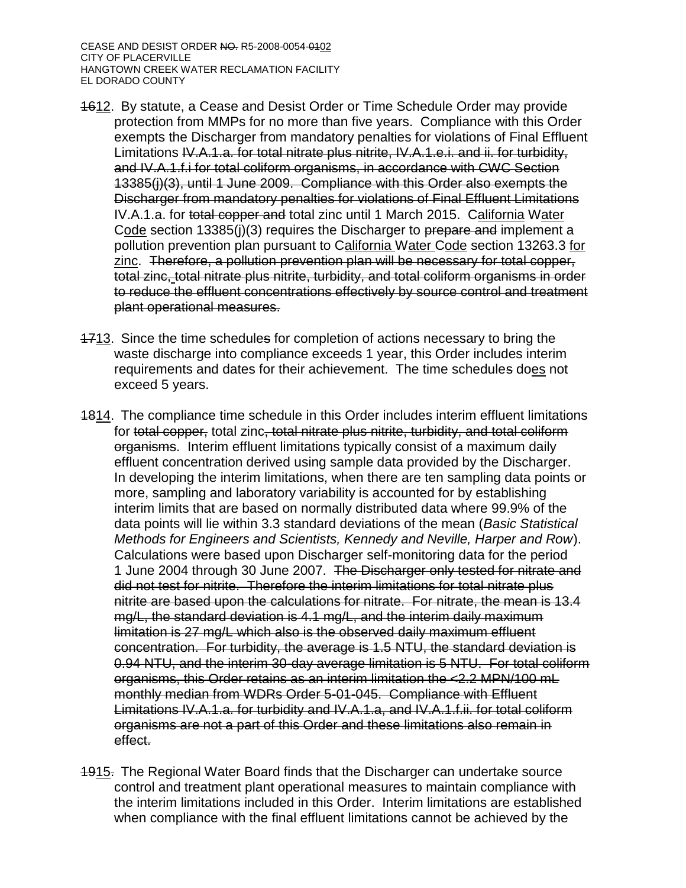~~16~~<u>12</u>. By statute, a Cease and Desist Order or Time Schedule Order may provide protection from MMPs for no more than five years. Compliance with this Order exempts the Discharger from mandatory penalties for violations of Final Effluent Limitations ~~IV.A.1.a. for total nitrate plus nitrite, IV.A.1.e.i. and ii. for turbidity, and IV.A.1.f.i for total coliform organisms, in accordance with CWC Section 13385(j)(3), until 1 June 2009. Compliance with this Order also exempts the Discharger from mandatory penalties for violations of Final Effluent Limitations~~ IV.A.1.a. for ~~total copper and~~ total zinc until 1 March 2015. C<u>alifornia</u> W<u>ater</u> C<u>ode</u> section 13385(j)(3) requires the Discharger to ~~prepare and~~ implement a pollution prevention plan pursuant to C<u>alifornia</u> W<u>ater</u> C<u>ode</u> section 13263.3 <u>for zinc</u>. ~~Therefore, a pollution prevention plan will be necessary for total copper, total zinc, total nitrate plus nitrite, turbidity, and total coliform organisms in order to reduce the effluent concentrations effectively by source control and treatment plant operational measures.~~

~~17~~<u>13</u>. Since the time schedule~~s~~ for completion of actions necessary to bring the waste discharge into compliance exceeds 1 year, this Order includes interim requirements and dates for their achievement. The time schedule~~s~~ do<u>es</u> not exceed 5 years.

~~18~~<u>14</u>. The compliance time schedule in this Order includes interim effluent limitations for ~~total copper,~~ total zinc~~, total nitrate plus nitrite, turbidity, and total coliform organisms~~. Interim effluent limitations typically consist of a maximum daily effluent concentration derived using sample data provided by the Discharger. In developing the interim limitations, when there are ten sampling data points or more, sampling and laboratory variability is accounted for by establishing interim limits that are based on normally distributed data where 99.9% of the data points will lie within 3.3 standard deviations of the mean (*Basic Statistical Methods for Engineers and Scientists, Kennedy and Neville, Harper and Row*). Calculations were based upon Discharger self-monitoring data for the period 1 June 2004 through 30 June 2007. ~~The Discharger only tested for nitrate and did not test for nitrite. Therefore the interim limitations for total nitrate plus nitrite are based upon the calculations for nitrate. For nitrate, the mean is 13.4 mg/L, the standard deviation is 4.1 mg/L, and the interim daily maximum limitation is 27 mg/L which also is the observed daily maximum effluent concentration. For turbidity, the average is 1.5 NTU, the standard deviation is 0.94 NTU, and the interim 30-day average limitation is 5 NTU. For total coliform organisms, this Order retains as an interim limitation the <2.2 MPN/100 mL monthly median from WDRs Order 5-01-045. Compliance with Effluent Limitations IV.A.1.a. for turbidity and IV.A.1.a, and IV.A.1.f.ii. for total coliform organisms are not a part of this Order and these limitations also remain in effect.~~

~~19~~<u>15</u>~~.~~ The Regional Water Board finds that the Discharger can undertake source control and treatment plant operational measures to maintain compliance with the interim limitations included in this Order. Interim limitations are established when compliance with the final effluent limitations cannot be achieved by the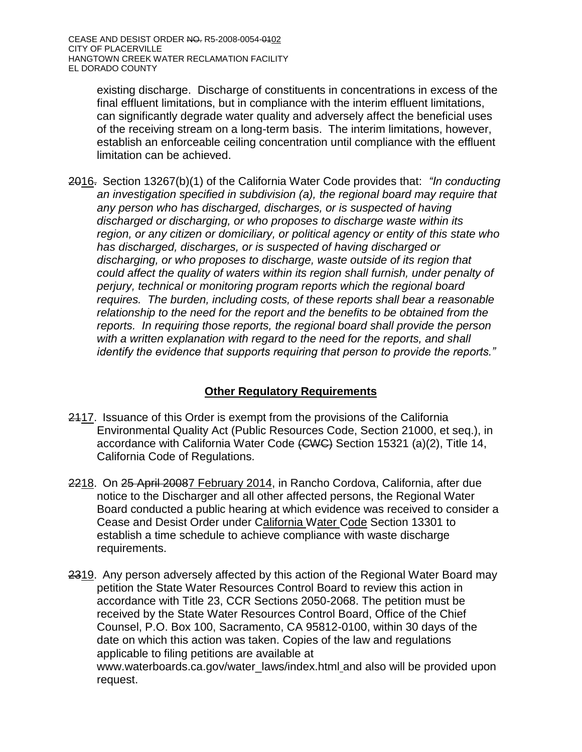existing discharge. Discharge of constituents in concentrations in excess of the final effluent limitations, but in compliance with the interim effluent limitations, can significantly degrade water quality and adversely affect the beneficial uses of the receiving stream on a long-term basis. The interim limitations, however, establish an enforceable ceiling concentration until compliance with the effluent limitation can be achieved.

~~20~~<u>16</u>~~.~~ Section 13267(b)(1) of the California Water Code provides that: *"In conducting an investigation specified in subdivision (a), the regional board may require that any person who has discharged, discharges, or is suspected of having discharged or discharging, or who proposes to discharge waste within its region, or any citizen or domiciliary, or political agency or entity of this state who has discharged, discharges, or is suspected of having discharged or discharging, or who proposes to discharge, waste outside of its region that could affect the quality of waters within its region shall furnish, under penalty of perjury, technical or monitoring program reports which the regional board requires. The burden, including costs, of these reports shall bear a reasonable relationship to the need for the report and the benefits to be obtained from the reports. In requiring those reports, the regional board shall provide the person with a written explanation with regard to the need for the reports, and shall identify the evidence that supports requiring that person to provide the reports."*

## Other Regulatory Requirements

~~21~~<u>17</u>. Issuance of this Order is exempt from the provisions of the California Environmental Quality Act (Public Resources Code, Section 21000, et seq.), in accordance with California Water Code ~~(CWC)~~ Section 15321 (a)(2), Title 14, California Code of Regulations.

~~22~~<u>18</u>. On ~~25 April 2008~~<u>7 February 2014</u>, in Rancho Cordova, California, after due notice to the Discharger and all other affected persons, the Regional Water Board conducted a public hearing at which evidence was received to consider a Cease and Desist Order under C<u>alifornia</u> W<u>ater</u> C<u>ode</u> Section 13301 to establish a time schedule to achieve compliance with waste discharge requirements.

~~23~~<u>19</u>. Any person adversely affected by this action of the Regional Water Board may petition the State Water Resources Control Board to review this action in accordance with Title 23, CCR Sections 2050-2068. The petition must be received by the State Water Resources Control Board, Office of the Chief Counsel, P.O. Box 100, Sacramento, CA 95812-0100, within 30 days of the date on which this action was taken. Copies of the law and regulations applicable to filing petitions are available at www.waterboards.ca.gov/water_laws/index.html and also will be provided upon request.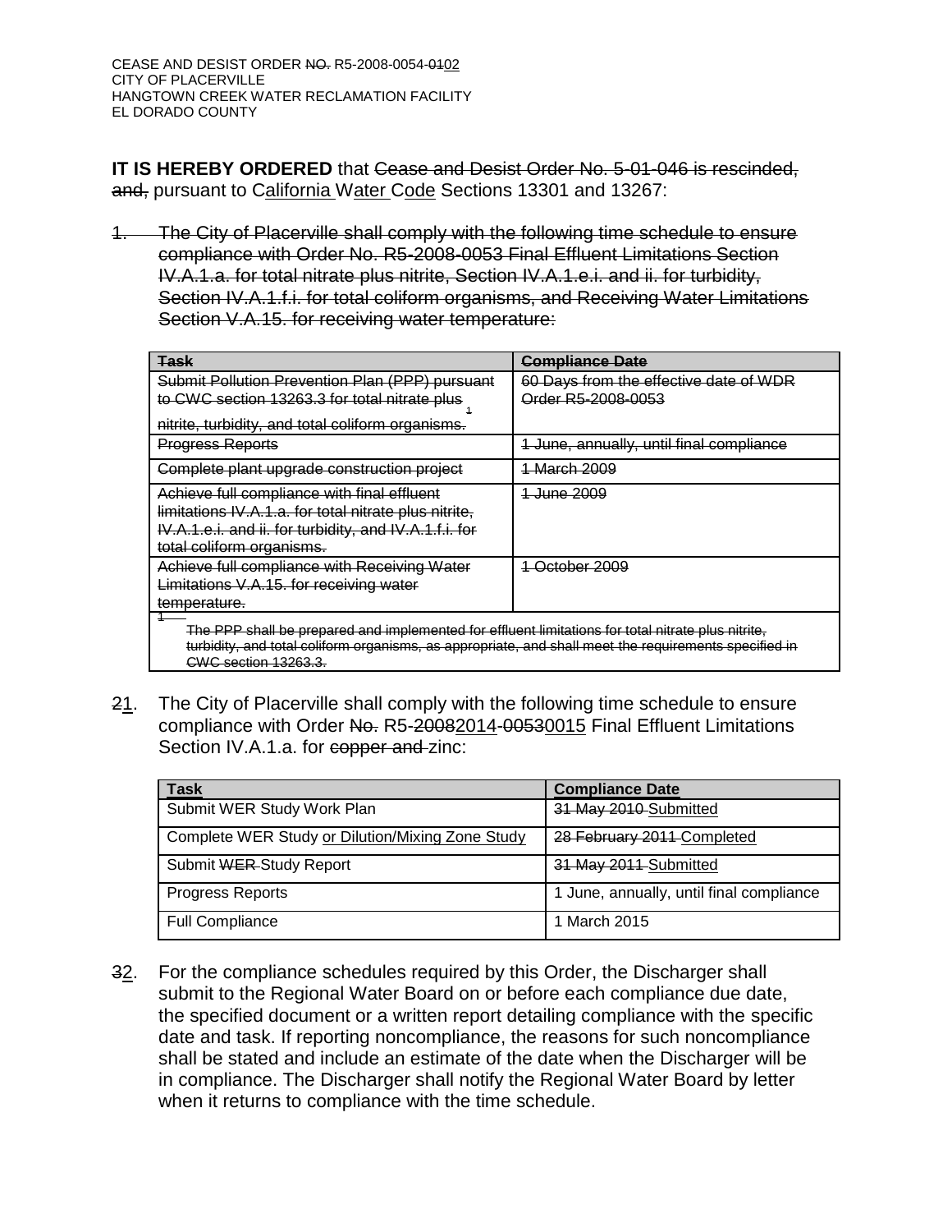**IT IS HEREBY ORDERED** that ~~Cease and Desist Order No. 5-01-046 is rescinded, and,~~ pursuant to C<u>alifornia</u> W<u>ater</u> C<u>ode</u> Sections 13301 and 13267:

~~1. The City of Placerville shall comply with the following time schedule to ensure compliance with Order No. R5-2008-0053 Final Effluent Limitations Section IV.A.1.a. for total nitrate plus nitrite, Section IV.A.1.e.i. and ii. for turbidity, Section IV.A.1.f.i. for total coliform organisms, and Receiving Water Limitations Section V.A.15. for receiving water temperature:~~

| ~~Task~~ | ~~Compliance Date~~ |
|---|---|
| ~~Submit Pollution Prevention Plan (PPP) pursuant to CWC section 13263.3 for total nitrate plus nitrite, turbidity, and total coliform organisms.~~ ~~[1]~~ | ~~60 Days from the effective date of WDR Order R5-2008-0053~~ |
| ~~Progress Reports~~ | ~~1 June, annually, until final compliance~~ |
| ~~Complete plant upgrade construction project~~ | ~~1 March 2009~~ |
| ~~Achieve full compliance with final effluent limitations IV.A.1.a. for total nitrate plus nitrite, IV.A.1.e.i. and ii. for turbidity, and IV.A.1.f.i. for total coliform organisms.~~ | ~~1 June 2009~~ |
| ~~Achieve full compliance with Receiving Water Limitations V.A.15. for receiving water temperature.~~ | ~~1 October 2009~~ |

~~[1] The PPP shall be prepared and implemented for effluent limitations for total nitrate plus nitrite, turbidity, and total coliform organisms, as appropriate, and shall meet the requirements specified in CWC section 13263.3.~~

~~2~~<u>1</u>. The City of Placerville shall comply with the following time schedule to ensure compliance with Order ~~No.~~ R5-~~2008~~<u>2014</u>-~~0053~~<u>0015</u> Final Effluent Limitations Section IV.A.1.a. for ~~copper and~~ zinc:

| Task | Compliance Date |
|---|---|
| Submit WER Study Work Plan | ~~31 May 2010~~ <u>Submitted</u> |
| Complete WER Study <u>or Dilution/Mixing Zone Study</u> | ~~28 February 2011~~ <u>Completed</u> |
| Submit ~~WER~~ Study Report | ~~31 May 2011~~ <u>Submitted</u> |
| Progress Reports | 1 June, annually, until final compliance |
| Full Compliance | 1 March 2015 |

~~3~~<u>2</u>. For the compliance schedules required by this Order, the Discharger shall submit to the Regional Water Board on or before each compliance due date, the specified document or a written report detailing compliance with the specific date and task. If reporting noncompliance, the reasons for such noncompliance shall be stated and include an estimate of the date when the Discharger will be in compliance. The Discharger shall notify the Regional Water Board by letter when it returns to compliance with the time schedule.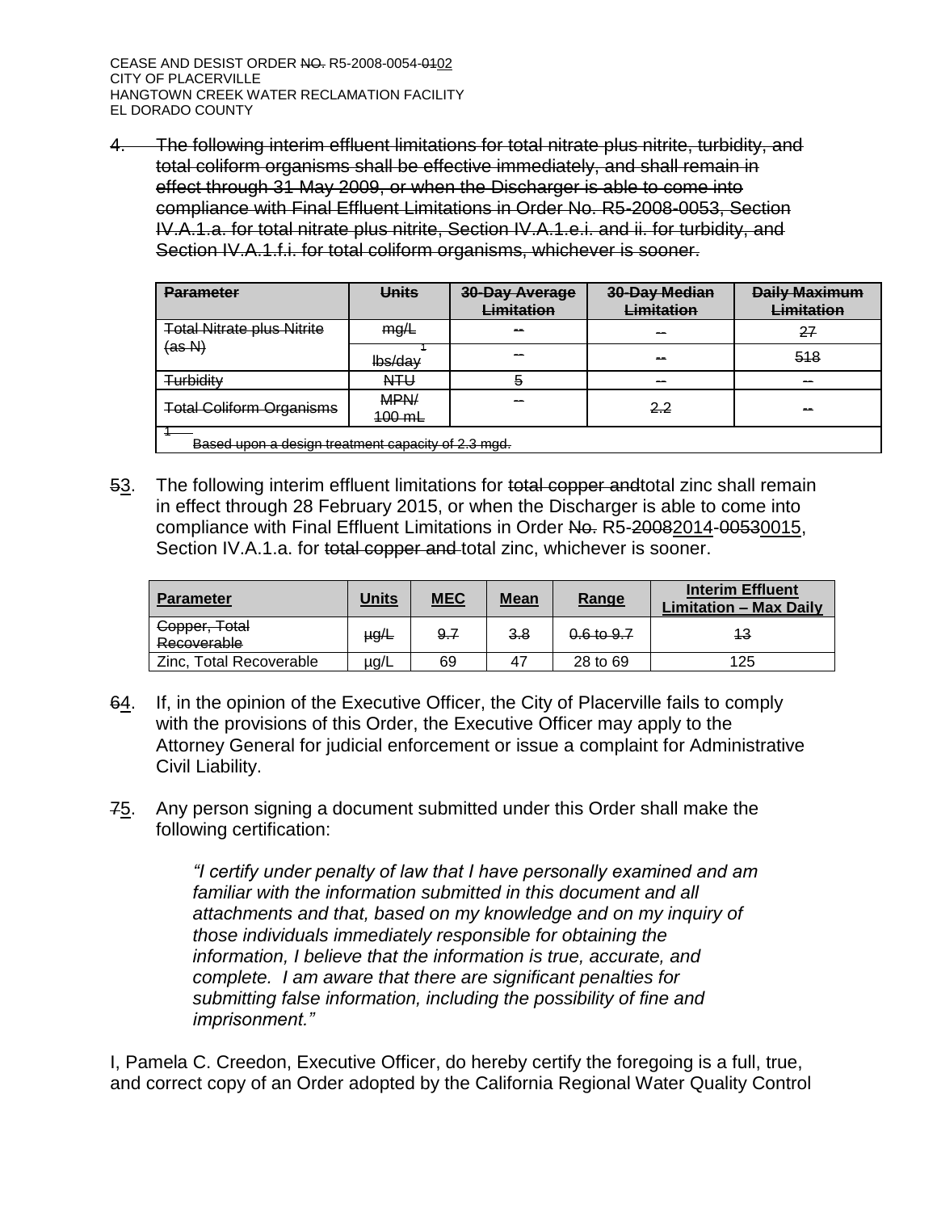CEASE AND DESIST ORDER ~~NO.~~ R5-2008-0054-~~01~~02
CITY OF PLACERVILLE
HANGTOWN CREEK WATER RECLAMATION FACILITY
EL DORADO COUNTY

~~4. The following interim effluent limitations for total nitrate plus nitrite, turbidity, and total coliform organisms shall be effective immediately, and shall remain in effect through 31 May 2009, or when the Discharger is able to come into compliance with Final Effluent Limitations in Order No. R5-2008-0053, Section IV.A.1.a. for total nitrate plus nitrite, Section IV.A.1.e.i. and ii. for turbidity, and Section IV.A.1.f.i. for total coliform organisms, whichever is sooner.~~

| ~~Parameter~~ | ~~Units~~ | ~~30-Day Average Limitation~~ | ~~30-Day Median Limitation~~ | ~~Daily Maximum Limitation~~ |
|---|---|---|---|---|
| ~~Total Nitrate plus Nitrite (as N)~~ | ~~mg/L~~ | ~~--~~ | ~~--~~ | ~~27~~ |
| | ~~lbs/day~~[1] | ~~--~~ | ~~--~~ | ~~518~~ |
| ~~Turbidity~~ | ~~NTU~~ | ~~5~~ | ~~--~~ | ~~--~~ |
| ~~Total Coliform Organisms~~ | ~~MPN/ 100 mL~~ | ~~--~~ | ~~2.2~~ | ~~--~~ |

~~[1] Based upon a design treatment capacity of 2.3 mgd.~~

~~5~~3. The following interim effluent limitations for ~~total copper and~~total zinc shall remain in effect through 28 February 2015, or when the Discharger is able to come into compliance with Final Effluent Limitations in Order ~~No.~~ R5-~~2008~~2014-~~0053~~0015, Section IV.A.1.a. for ~~total copper and~~ total zinc, whichever is sooner.

| Parameter | Units | MEC | Mean | Range | Interim Effluent Limitation – Max Daily |
|---|---|---|---|---|---|
| ~~Copper, Total Recoverable~~ | ~~µg/L~~ | ~~9.7~~ | ~~3.8~~ | ~~0.6 to 9.7~~ | ~~13~~ |
| Zinc, Total Recoverable | µg/L | 69 | 47 | 28 to 69 | 125 |

~~6~~4. If, in the opinion of the Executive Officer, the City of Placerville fails to comply with the provisions of this Order, the Executive Officer may apply to the Attorney General for judicial enforcement or issue a complaint for Administrative Civil Liability.

~~7~~5. Any person signing a document submitted under this Order shall make the following certification:

> *"I certify under penalty of law that I have personally examined and am familiar with the information submitted in this document and all attachments and that, based on my knowledge and on my inquiry of those individuals immediately responsible for obtaining the information, I believe that the information is true, accurate, and complete. I am aware that there are significant penalties for submitting false information, including the possibility of fine and imprisonment."*

I, Pamela C. Creedon, Executive Officer, do hereby certify the foregoing is a full, true, and correct copy of an Order adopted by the California Regional Water Quality Control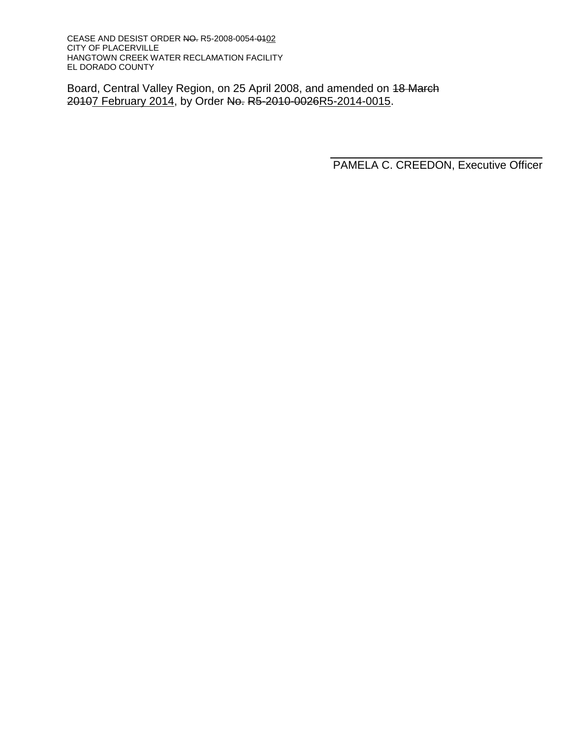Board, Central Valley Region, on 25 April 2008, and amended on ~~18 March 2010~~7 February 2014, by Order ~~No. R5-2010-0026~~R5-2014-0015.

PAMELA C. CREEDON, Executive Officer